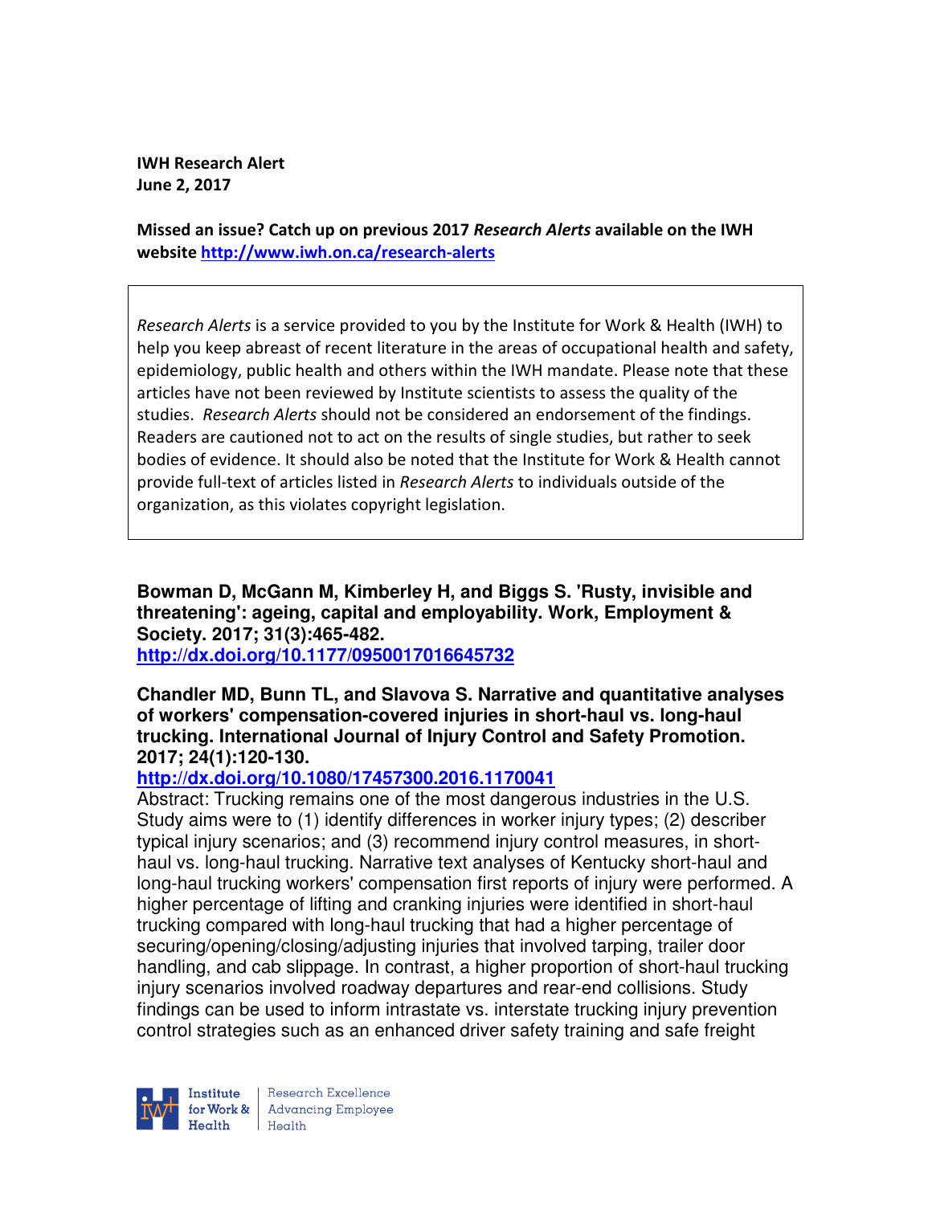**IWH Research Alert**
**June 2, 2017**

**Missed an issue? Catch up on previous 2017 *Research Alerts* available on the IWH website [http://www.iwh.on.ca/research-alerts](http://www.iwh.on.ca/research-alerts)**

> *Research Alerts* is a service provided to you by the Institute for Work & Health (IWH) to help you keep abreast of recent literature in the areas of occupational health and safety, epidemiology, public health and others within the IWH mandate. Please note that these articles have not been reviewed by Institute scientists to assess the quality of the studies. *Research Alerts* should not be considered an endorsement of the findings. Readers are cautioned not to act on the results of single studies, but rather to seek bodies of evidence. It should also be noted that the Institute for Work & Health cannot provide full-text of articles listed in *Research Alerts* to individuals outside of the organization, as this violates copyright legislation.

**Bowman D, McGann M, Kimberley H, and Biggs S. 'Rusty, invisible and threatening': ageing, capital and employability. Work, Employment & Society. 2017; 31(3):465-482.**
**[http://dx.doi.org/10.1177/0950017016645732](http://dx.doi.org/10.1177/0950017016645732)**

**Chandler MD, Bunn TL, and Slavova S. Narrative and quantitative analyses of workers' compensation-covered injuries in short-haul vs. long-haul trucking. International Journal of Injury Control and Safety Promotion. 2017; 24(1):120-130.**
**[http://dx.doi.org/10.1080/17457300.2016.1170041](http://dx.doi.org/10.1080/17457300.2016.1170041)**
Abstract: Trucking remains one of the most dangerous industries in the U.S. Study aims were to (1) identify differences in worker injury types; (2) describer typical injury scenarios; and (3) recommend injury control measures, in short-haul vs. long-haul trucking. Narrative text analyses of Kentucky short-haul and long-haul trucking workers' compensation first reports of injury were performed. A higher percentage of lifting and cranking injuries were identified in short-haul trucking compared with long-haul trucking that had a higher percentage of securing/opening/closing/adjusting injuries that involved tarping, trailer door handling, and cab slippage. In contrast, a higher proportion of short-haul trucking injury scenarios involved roadway departures and rear-end collisions. Study findings can be used to inform intrastate vs. interstate trucking injury prevention control strategies such as an enhanced driver safety training and safe freight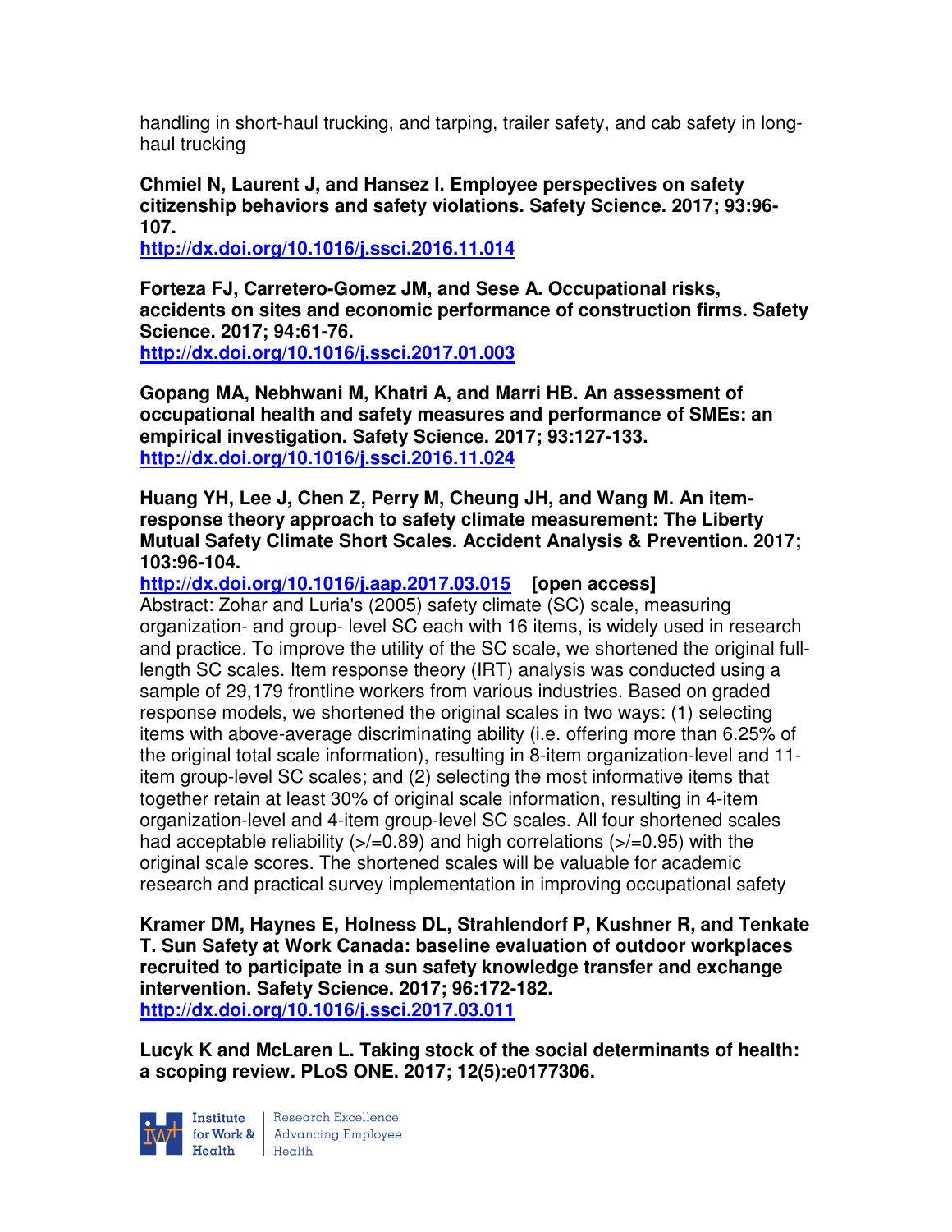handling in short-haul trucking, and tarping, trailer safety, and cab safety in long-haul trucking

**Chmiel N, Laurent J, and Hansez I. Employee perspectives on safety citizenship behaviors and safety violations. Safety Science. 2017; 93:96-107.**
**http://dx.doi.org/10.1016/j.ssci.2016.11.014**

**Forteza FJ, Carretero-Gomez JM, and Sese A. Occupational risks, accidents on sites and economic performance of construction firms. Safety Science. 2017; 94:61-76.**
**http://dx.doi.org/10.1016/j.ssci.2017.01.003**

**Gopang MA, Nebhwani M, Khatri A, and Marri HB. An assessment of occupational health and safety measures and performance of SMEs: an empirical investigation. Safety Science. 2017; 93:127-133.**
**http://dx.doi.org/10.1016/j.ssci.2016.11.024**

**Huang YH, Lee J, Chen Z, Perry M, Cheung JH, and Wang M. An item-response theory approach to safety climate measurement: The Liberty Mutual Safety Climate Short Scales. Accident Analysis & Prevention. 2017; 103:96-104.**
**http://dx.doi.org/10.1016/j.aap.2017.03.015 [open access]**
Abstract: Zohar and Luria's (2005) safety climate (SC) scale, measuring organization- and group- level SC each with 16 items, is widely used in research and practice. To improve the utility of the SC scale, we shortened the original full-length SC scales. Item response theory (IRT) analysis was conducted using a sample of 29,179 frontline workers from various industries. Based on graded response models, we shortened the original scales in two ways: (1) selecting items with above-average discriminating ability (i.e. offering more than 6.25% of the original total scale information), resulting in 8-item organization-level and 11-item group-level SC scales; and (2) selecting the most informative items that together retain at least 30% of original scale information, resulting in 4-item organization-level and 4-item group-level SC scales. All four shortened scales had acceptable reliability (>/=0.89) and high correlations (>/=0.95) with the original scale scores. The shortened scales will be valuable for academic research and practical survey implementation in improving occupational safety

**Kramer DM, Haynes E, Holness DL, Strahlendorf P, Kushner R, and Tenkate T. Sun Safety at Work Canada: baseline evaluation of outdoor workplaces recruited to participate in a sun safety knowledge transfer and exchange intervention. Safety Science. 2017; 96:172-182.**
**http://dx.doi.org/10.1016/j.ssci.2017.03.011**

**Lucyk K and McLaren L. Taking stock of the social determinants of health: a scoping review. PLoS ONE. 2017; 12(5):e0177306.**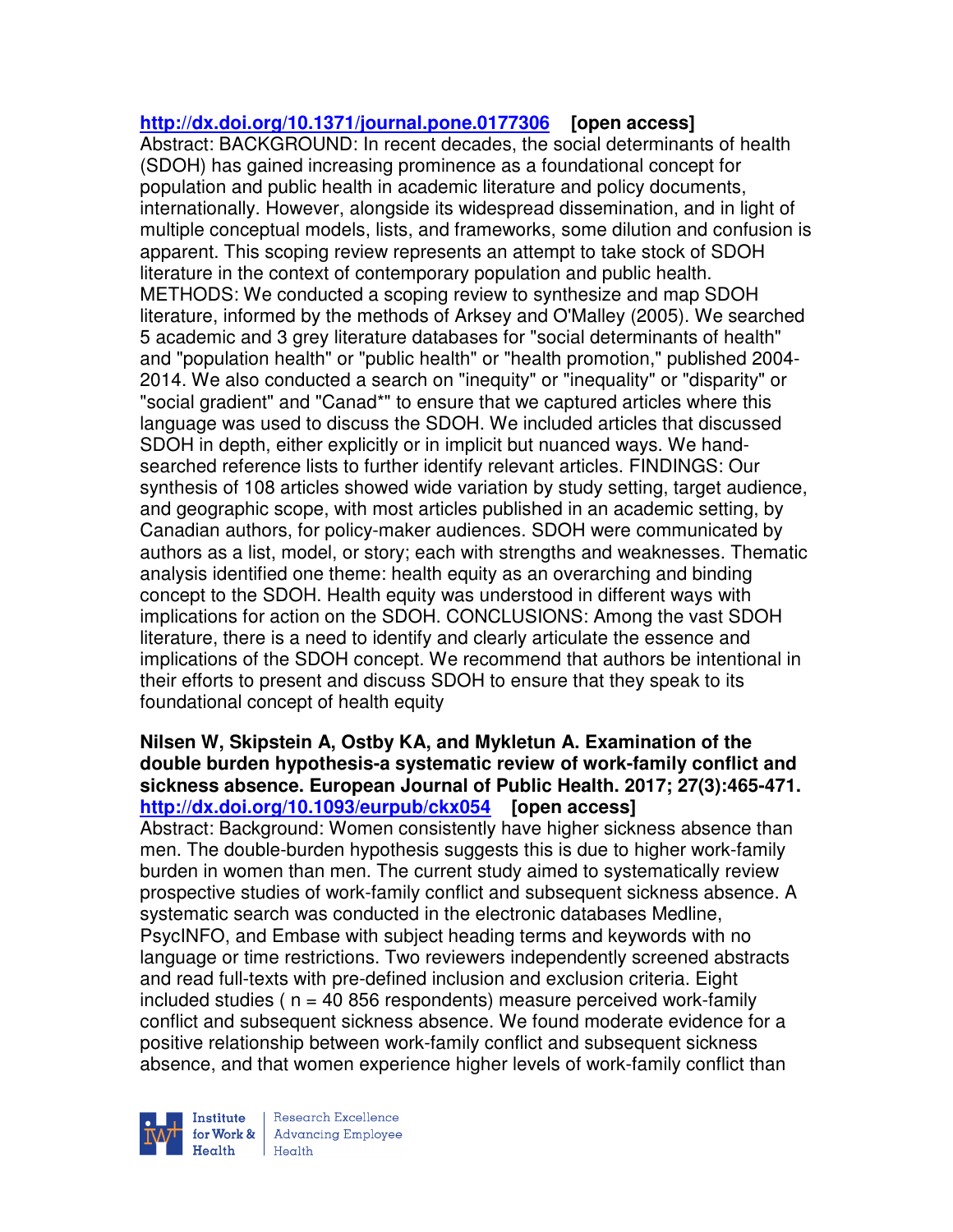http://dx.doi.org/10.1371/journal.pone.0177306 **[open access]**
Abstract: BACKGROUND: In recent decades, the social determinants of health (SDOH) has gained increasing prominence as a foundational concept for population and public health in academic literature and policy documents, internationally. However, alongside its widespread dissemination, and in light of multiple conceptual models, lists, and frameworks, some dilution and confusion is apparent. This scoping review represents an attempt to take stock of SDOH literature in the context of contemporary population and public health. METHODS: We conducted a scoping review to synthesize and map SDOH literature, informed by the methods of Arksey and O'Malley (2005). We searched 5 academic and 3 grey literature databases for "social determinants of health" and "population health" or "public health" or "health promotion," published 2004-2014. We also conducted a search on "inequity" or "inequality" or "disparity" or "social gradient" and "Canad*" to ensure that we captured articles where this language was used to discuss the SDOH. We included articles that discussed SDOH in depth, either explicitly or in implicit but nuanced ways. We hand-searched reference lists to further identify relevant articles. FINDINGS: Our synthesis of 108 articles showed wide variation by study setting, target audience, and geographic scope, with most articles published in an academic setting, by Canadian authors, for policy-maker audiences. SDOH were communicated by authors as a list, model, or story; each with strengths and weaknesses. Thematic analysis identified one theme: health equity as an overarching and binding concept to the SDOH. Health equity was understood in different ways with implications for action on the SDOH. CONCLUSIONS: Among the vast SDOH literature, there is a need to identify and clearly articulate the essence and implications of the SDOH concept. We recommend that authors be intentional in their efforts to present and discuss SDOH to ensure that they speak to its foundational concept of health equity

**Nilsen W, Skipstein A, Ostby KA, and Mykletun A. Examination of the double burden hypothesis-a systematic review of work-family conflict and sickness absence. European Journal of Public Health. 2017; 27(3):465-471.**
http://dx.doi.org/10.1093/eurpub/ckx054 **[open access]**
Abstract: Background: Women consistently have higher sickness absence than men. The double-burden hypothesis suggests this is due to higher work-family burden in women than men. The current study aimed to systematically review prospective studies of work-family conflict and subsequent sickness absence. A systematic search was conducted in the electronic databases Medline, PsycINFO, and Embase with subject heading terms and keywords with no language or time restrictions. Two reviewers independently screened abstracts and read full-texts with pre-defined inclusion and exclusion criteria. Eight included studies ( n = 40 856 respondents) measure perceived work-family conflict and subsequent sickness absence. We found moderate evidence for a positive relationship between work-family conflict and subsequent sickness absence, and that women experience higher levels of work-family conflict than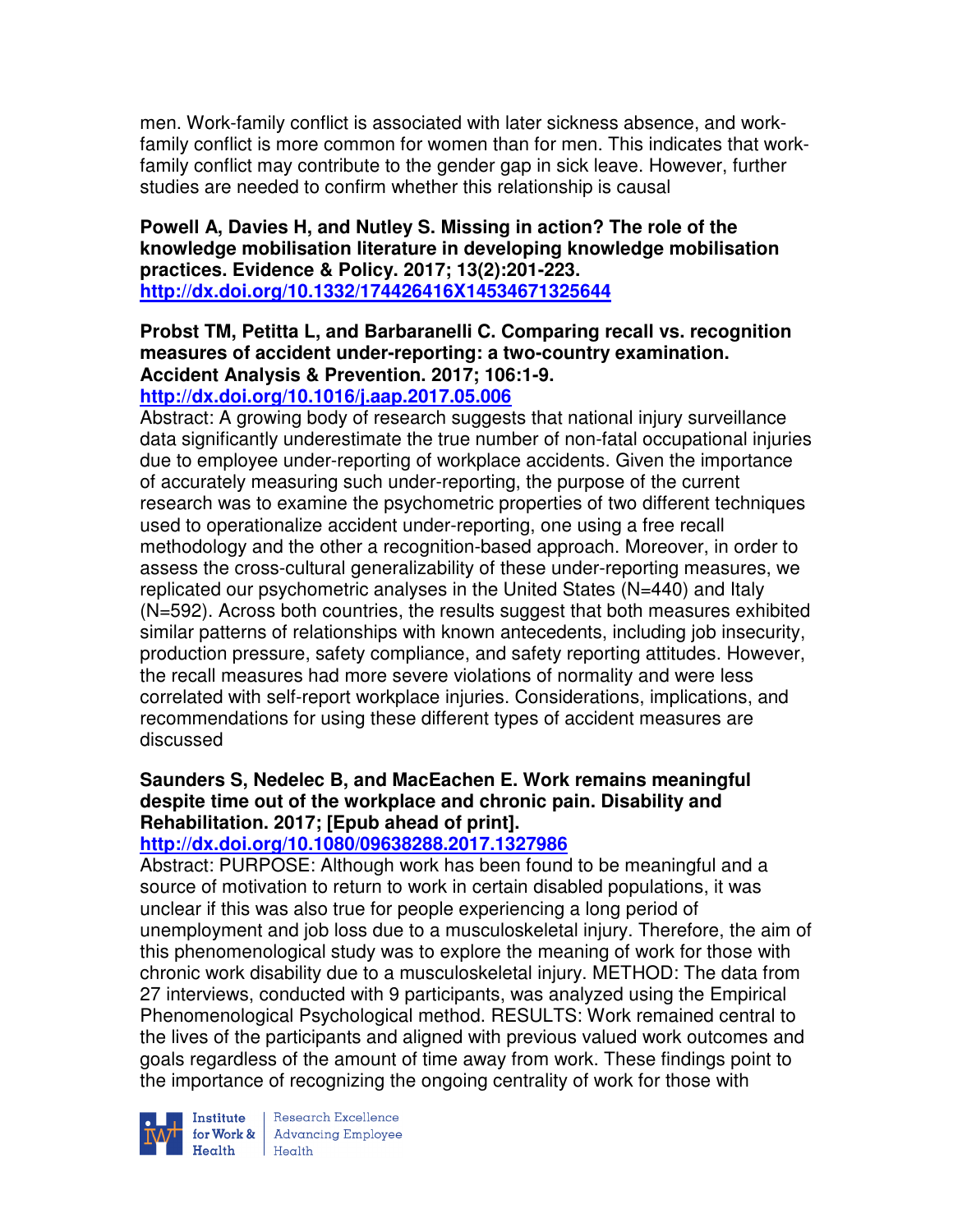men. Work-family conflict is associated with later sickness absence, and work-family conflict is more common for women than for men. This indicates that work-family conflict may contribute to the gender gap in sick leave. However, further studies are needed to confirm whether this relationship is causal

**Powell A, Davies H, and Nutley S. Missing in action? The role of the knowledge mobilisation literature in developing knowledge mobilisation practices. Evidence & Policy. 2017; 13(2):201-223.**
**http://dx.doi.org/10.1332/174426416X14534671325644**

**Probst TM, Petitta L, and Barbaranelli C. Comparing recall vs. recognition measures of accident under-reporting: a two-country examination. Accident Analysis & Prevention. 2017; 106:1-9.**
**http://dx.doi.org/10.1016/j.aap.2017.05.006**
Abstract: A growing body of research suggests that national injury surveillance data significantly underestimate the true number of non-fatal occupational injuries due to employee under-reporting of workplace accidents. Given the importance of accurately measuring such under-reporting, the purpose of the current research was to examine the psychometric properties of two different techniques used to operationalize accident under-reporting, one using a free recall methodology and the other a recognition-based approach. Moreover, in order to assess the cross-cultural generalizability of these under-reporting measures, we replicated our psychometric analyses in the United States (N=440) and Italy (N=592). Across both countries, the results suggest that both measures exhibited similar patterns of relationships with known antecedents, including job insecurity, production pressure, safety compliance, and safety reporting attitudes. However, the recall measures had more severe violations of normality and were less correlated with self-report workplace injuries. Considerations, implications, and recommendations for using these different types of accident measures are discussed

**Saunders S, Nedelec B, and MacEachen E. Work remains meaningful despite time out of the workplace and chronic pain. Disability and Rehabilitation. 2017; [Epub ahead of print].**
**http://dx.doi.org/10.1080/09638288.2017.1327986**
Abstract: PURPOSE: Although work has been found to be meaningful and a source of motivation to return to work in certain disabled populations, it was unclear if this was also true for people experiencing a long period of unemployment and job loss due to a musculoskeletal injury. Therefore, the aim of this phenomenological study was to explore the meaning of work for those with chronic work disability due to a musculoskeletal injury. METHOD: The data from 27 interviews, conducted with 9 participants, was analyzed using the Empirical Phenomenological Psychological method. RESULTS: Work remained central to the lives of the participants and aligned with previous valued work outcomes and goals regardless of the amount of time away from work. These findings point to the importance of recognizing the ongoing centrality of work for those with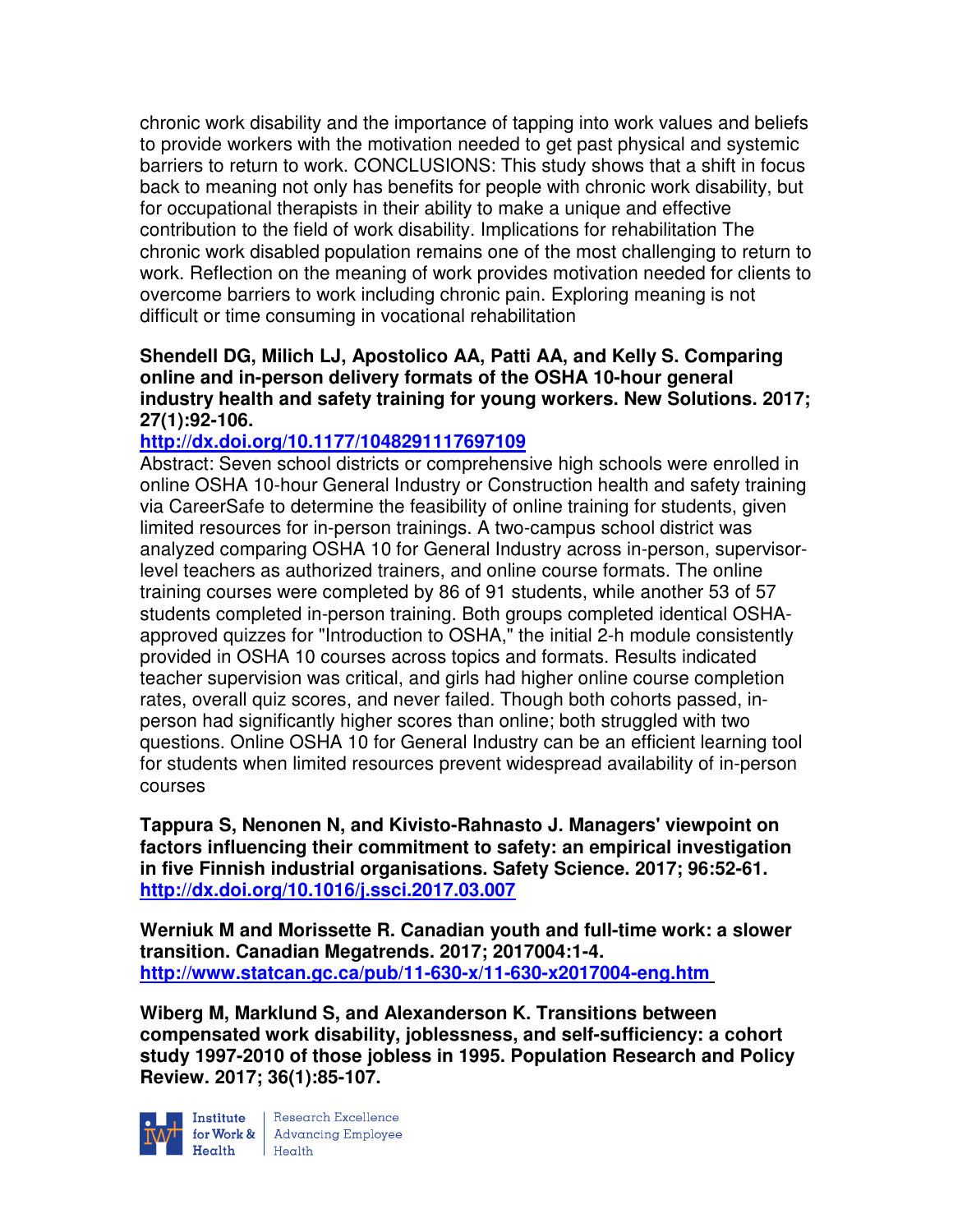chronic work disability and the importance of tapping into work values and beliefs to provide workers with the motivation needed to get past physical and systemic barriers to return to work. CONCLUSIONS: This study shows that a shift in focus back to meaning not only has benefits for people with chronic work disability, but for occupational therapists in their ability to make a unique and effective contribution to the field of work disability. Implications for rehabilitation The chronic work disabled population remains one of the most challenging to return to work. Reflection on the meaning of work provides motivation needed for clients to overcome barriers to work including chronic pain. Exploring meaning is not difficult or time consuming in vocational rehabilitation

**Shendell DG, Milich LJ, Apostolico AA, Patti AA, and Kelly S. Comparing online and in-person delivery formats of the OSHA 10-hour general industry health and safety training for young workers. New Solutions. 2017; 27(1):92-106.**
**http://dx.doi.org/10.1177/1048291117697109**
Abstract: Seven school districts or comprehensive high schools were enrolled in online OSHA 10-hour General Industry or Construction health and safety training via CareerSafe to determine the feasibility of online training for students, given limited resources for in-person trainings. A two-campus school district was analyzed comparing OSHA 10 for General Industry across in-person, supervisor-level teachers as authorized trainers, and online course formats. The online training courses were completed by 86 of 91 students, while another 53 of 57 students completed in-person training. Both groups completed identical OSHA-approved quizzes for "Introduction to OSHA," the initial 2-h module consistently provided in OSHA 10 courses across topics and formats. Results indicated teacher supervision was critical, and girls had higher online course completion rates, overall quiz scores, and never failed. Though both cohorts passed, in-person had significantly higher scores than online; both struggled with two questions. Online OSHA 10 for General Industry can be an efficient learning tool for students when limited resources prevent widespread availability of in-person courses

**Tappura S, Nenonen N, and Kivisto-Rahnasto J. Managers' viewpoint on factors influencing their commitment to safety: an empirical investigation in five Finnish industrial organisations. Safety Science. 2017; 96:52-61.**
**http://dx.doi.org/10.1016/j.ssci.2017.03.007**

**Werniuk M and Morissette R. Canadian youth and full-time work: a slower transition. Canadian Megatrends. 2017; 2017004:1-4.**
**http://www.statcan.gc.ca/pub/11-630-x/11-630-x2017004-eng.htm**

**Wiberg M, Marklund S, and Alexanderson K. Transitions between compensated work disability, joblessness, and self-sufficiency: a cohort study 1997-2010 of those jobless in 1995. Population Research and Policy Review. 2017; 36(1):85-107.**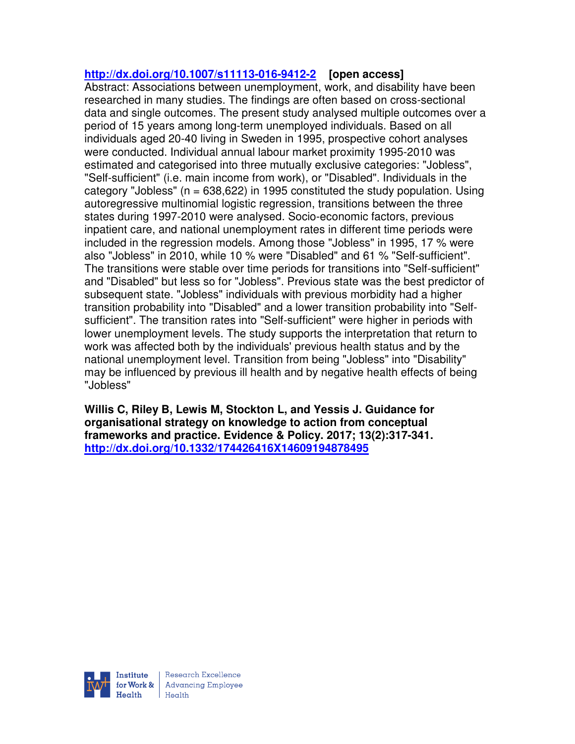**http://dx.doi.org/10.1007/s11113-016-9412-2 [open access]**

Abstract: Associations between unemployment, work, and disability have been researched in many studies. The findings are often based on cross-sectional data and single outcomes. The present study analysed multiple outcomes over a period of 15 years among long-term unemployed individuals. Based on all individuals aged 20-40 living in Sweden in 1995, prospective cohort analyses were conducted. Individual annual labour market proximity 1995-2010 was estimated and categorised into three mutually exclusive categories: "Jobless", "Self-sufficient" (i.e. main income from work), or "Disabled". Individuals in the category "Jobless" (n = 638,622) in 1995 constituted the study population. Using autoregressive multinomial logistic regression, transitions between the three states during 1997-2010 were analysed. Socio-economic factors, previous inpatient care, and national unemployment rates in different time periods were included in the regression models. Among those "Jobless" in 1995, 17 % were also "Jobless" in 2010, while 10 % were "Disabled" and 61 % "Self-sufficient". The transitions were stable over time periods for transitions into "Self-sufficient" and "Disabled" but less so for "Jobless". Previous state was the best predictor of subsequent state. "Jobless" individuals with previous morbidity had a higher transition probability into "Disabled" and a lower transition probability into "Self-sufficient". The transition rates into "Self-sufficient" were higher in periods with lower unemployment levels. The study supports the interpretation that return to work was affected both by the individuals' previous health status and by the national unemployment level. Transition from being "Jobless" into "Disability" may be influenced by previous ill health and by negative health effects of being "Jobless"

**Willis C, Riley B, Lewis M, Stockton L, and Yessis J. Guidance for organisational strategy on knowledge to action from conceptual frameworks and practice. Evidence & Policy. 2017; 13(2):317-341.**
**http://dx.doi.org/10.1332/174426416X14609194878495**